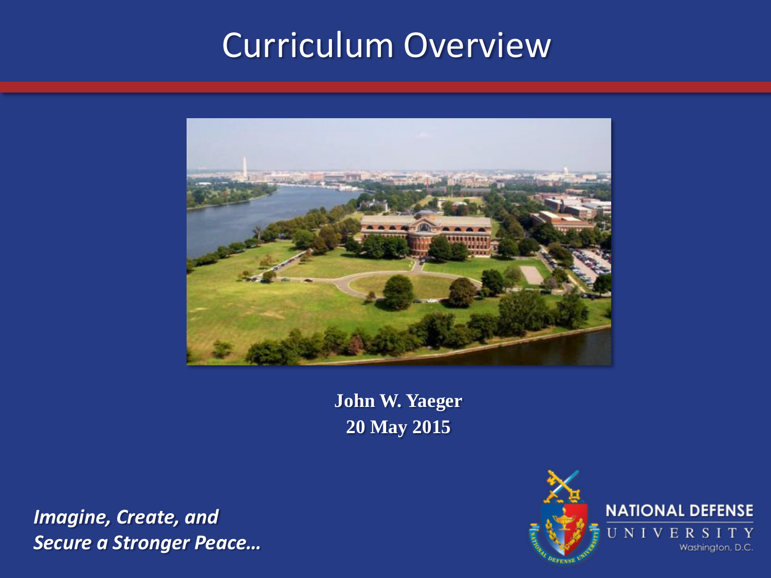# Curriculum Overview

**John W. Yaeger**
**20 May 2015**

***Imagine, Create, and Secure a Stronger Peace…***

NATIONAL DEFENSE UNIVERSITY
Washington, D.C.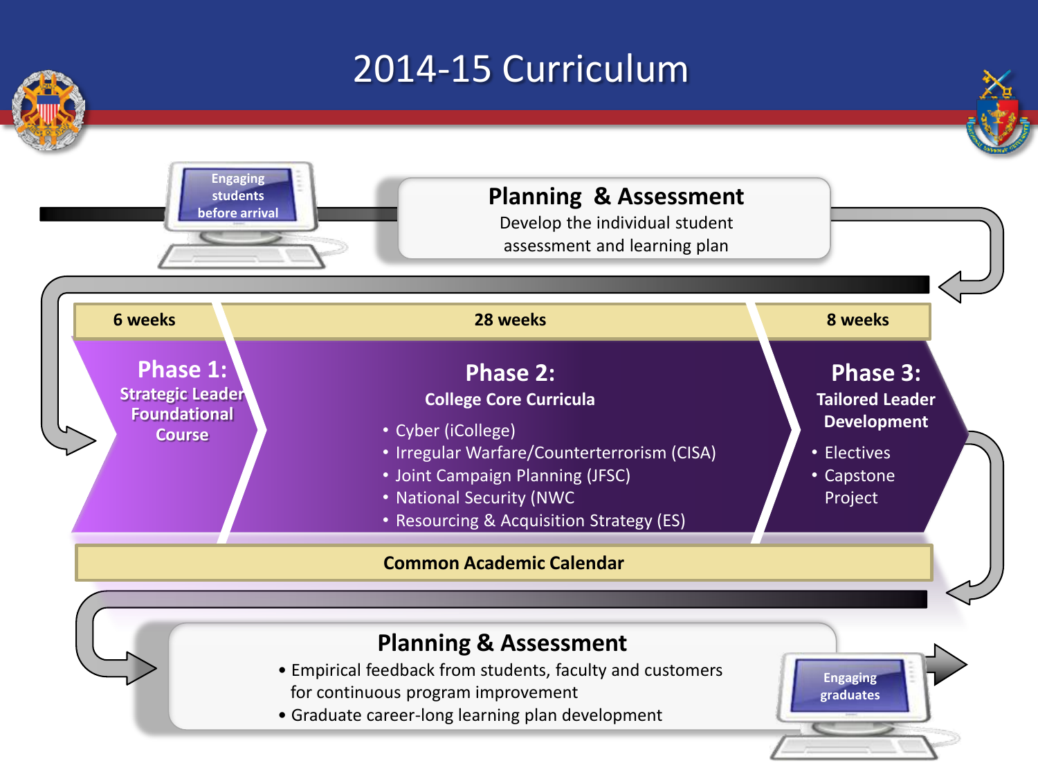# 2014-15 Curriculum

Engaging students before arrival

## Planning & Assessment

Develop the individual student assessment and learning plan

| 6 weeks | 28 weeks | 8 weeks |
|---|---|---|
| **Phase 1:** Strategic Leader Foundational Course | **Phase 2:** College Core Curricula | **Phase 3:** Tailored Leader Development |

**Phase 1:**
Strategic Leader Foundational Course

**Phase 2:**
College Core Curricula

- Cyber (iCollege)
- Irregular Warfare/Counterterrorism (CISA)
- Joint Campaign Planning (JFSC)
- National Security (NWC
- Resourcing & Acquisition Strategy (ES)

**Phase 3:**
Tailored Leader Development

- Electives
- Capstone Project

**Common Academic Calendar**

## Planning & Assessment

- Empirical feedback from students, faculty and customers for continuous program improvement
- Graduate career-long learning plan development

Engaging graduates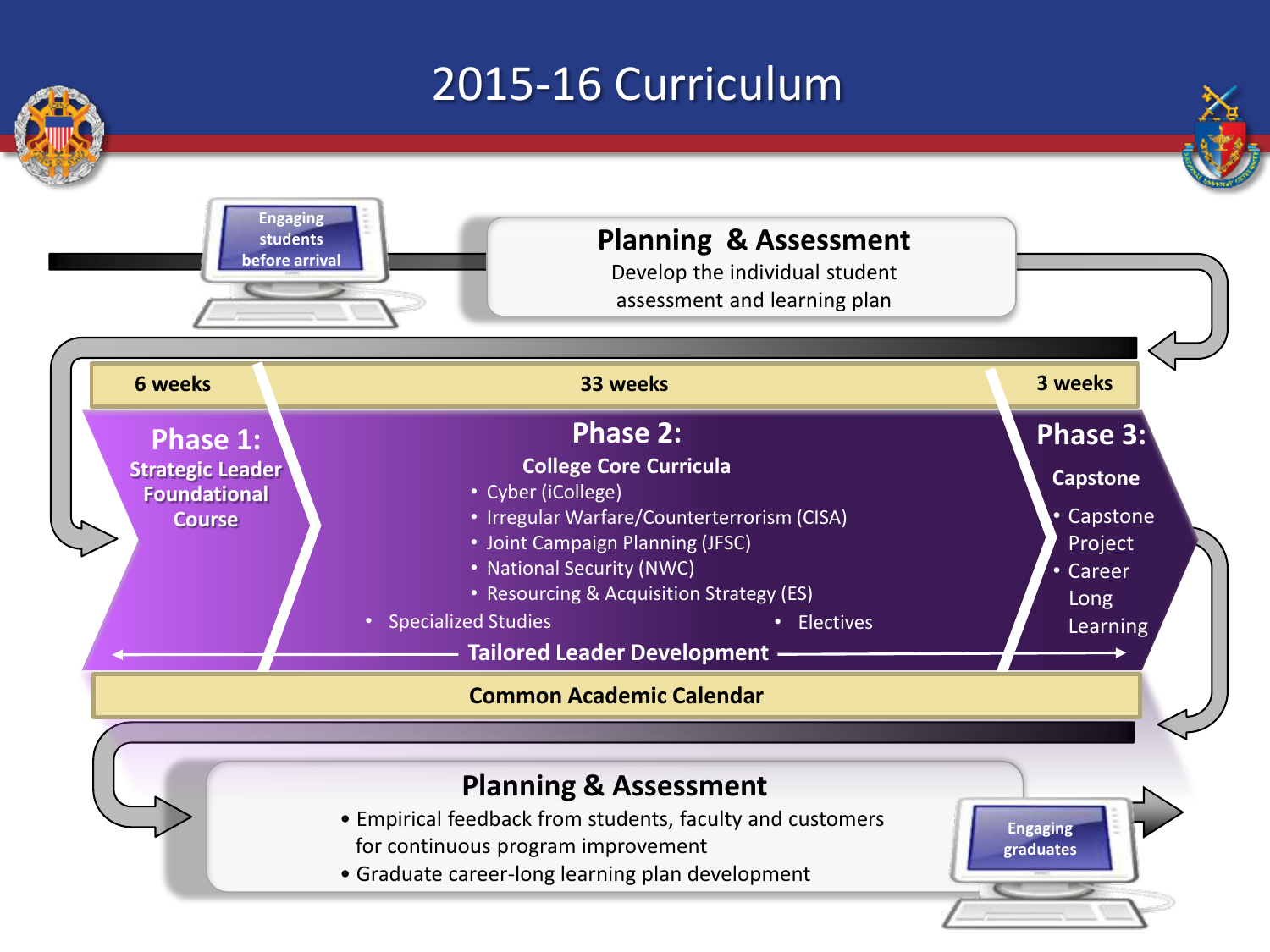# 2015-16 Curriculum

Engaging students before arrival

## Planning & Assessment

Develop the individual student assessment and learning plan

6 weeks

### Phase 1:

**Strategic Leader Foundational Course**

33 weeks

### Phase 2:

**College Core Curricula**

- Cyber (iCollege)
- Irregular Warfare/Counterterrorism (CISA)
- Joint Campaign Planning (JFSC)
- National Security (NWC)
- Resourcing & Acquisition Strategy (ES)

- Specialized Studies
- Electives

3 weeks

### Phase 3:

**Capstone**

- Capstone Project
- Career Long Learning

**Tailored Leader Development**

**Common Academic Calendar**

## Planning & Assessment

- Empirical feedback from students, faculty and customers for continuous program improvement
- Graduate career-long learning plan development

Engaging graduates